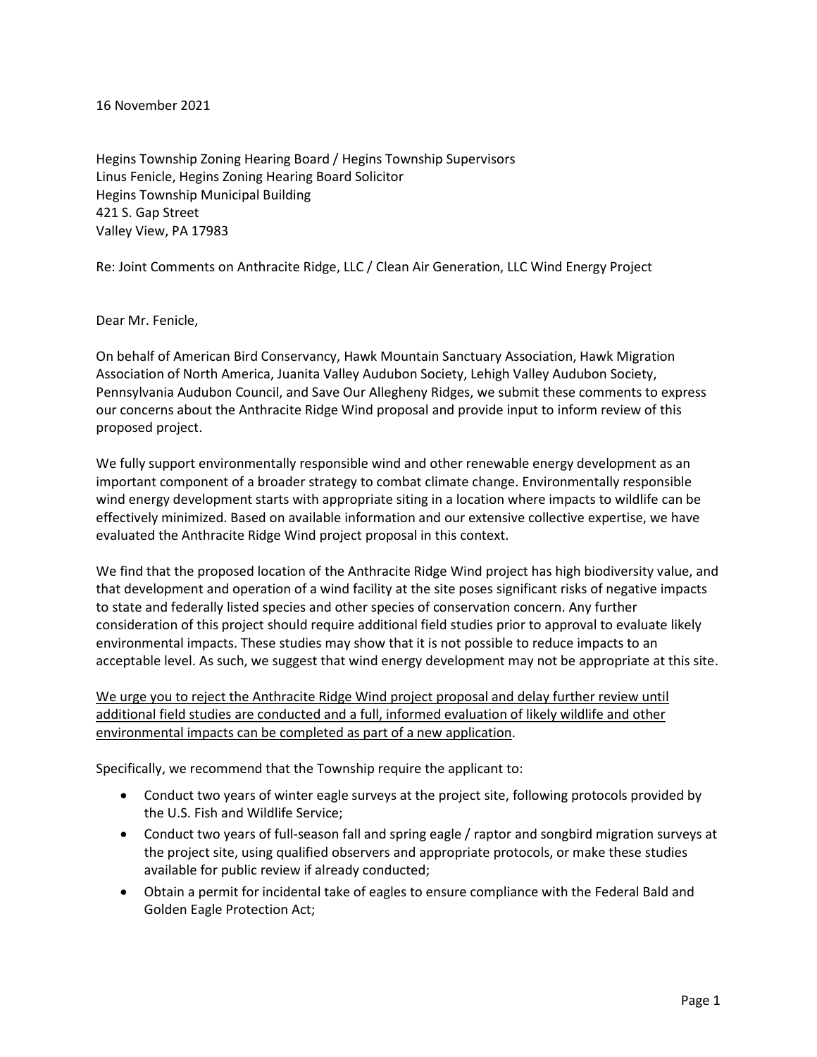16 November 2021

Hegins Township Zoning Hearing Board / Hegins Township Supervisors
Linus Fenicle, Hegins Zoning Hearing Board Solicitor
Hegins Township Municipal Building
421 S. Gap Street
Valley View, PA 17983

Re: Joint Comments on Anthracite Ridge, LLC / Clean Air Generation, LLC Wind Energy Project

Dear Mr. Fenicle,

On behalf of American Bird Conservancy, Hawk Mountain Sanctuary Association, Hawk Migration Association of North America, Juanita Valley Audubon Society, Lehigh Valley Audubon Society, Pennsylvania Audubon Council, and Save Our Allegheny Ridges, we submit these comments to express our concerns about the Anthracite Ridge Wind proposal and provide input to inform review of this proposed project.

We fully support environmentally responsible wind and other renewable energy development as an important component of a broader strategy to combat climate change. Environmentally responsible wind energy development starts with appropriate siting in a location where impacts to wildlife can be effectively minimized. Based on available information and our extensive collective expertise, we have evaluated the Anthracite Ridge Wind project proposal in this context.

We find that the proposed location of the Anthracite Ridge Wind project has high biodiversity value, and that development and operation of a wind facility at the site poses significant risks of negative impacts to state and federally listed species and other species of conservation concern. Any further consideration of this project should require additional field studies prior to approval to evaluate likely environmental impacts. These studies may show that it is not possible to reduce impacts to an acceptable level. As such, we suggest that wind energy development may not be appropriate at this site.

<u>We urge you to reject the Anthracite Ridge Wind project proposal and delay further review until additional field studies are conducted and a full, informed evaluation of likely wildlife and other environmental impacts can be completed as part of a new application</u>.

Specifically, we recommend that the Township require the applicant to:

- Conduct two years of winter eagle surveys at the project site, following protocols provided by the U.S. Fish and Wildlife Service;
- Conduct two years of full-season fall and spring eagle / raptor and songbird migration surveys at the project site, using qualified observers and appropriate protocols, or make these studies available for public review if already conducted;
- Obtain a permit for incidental take of eagles to ensure compliance with the Federal Bald and Golden Eagle Protection Act;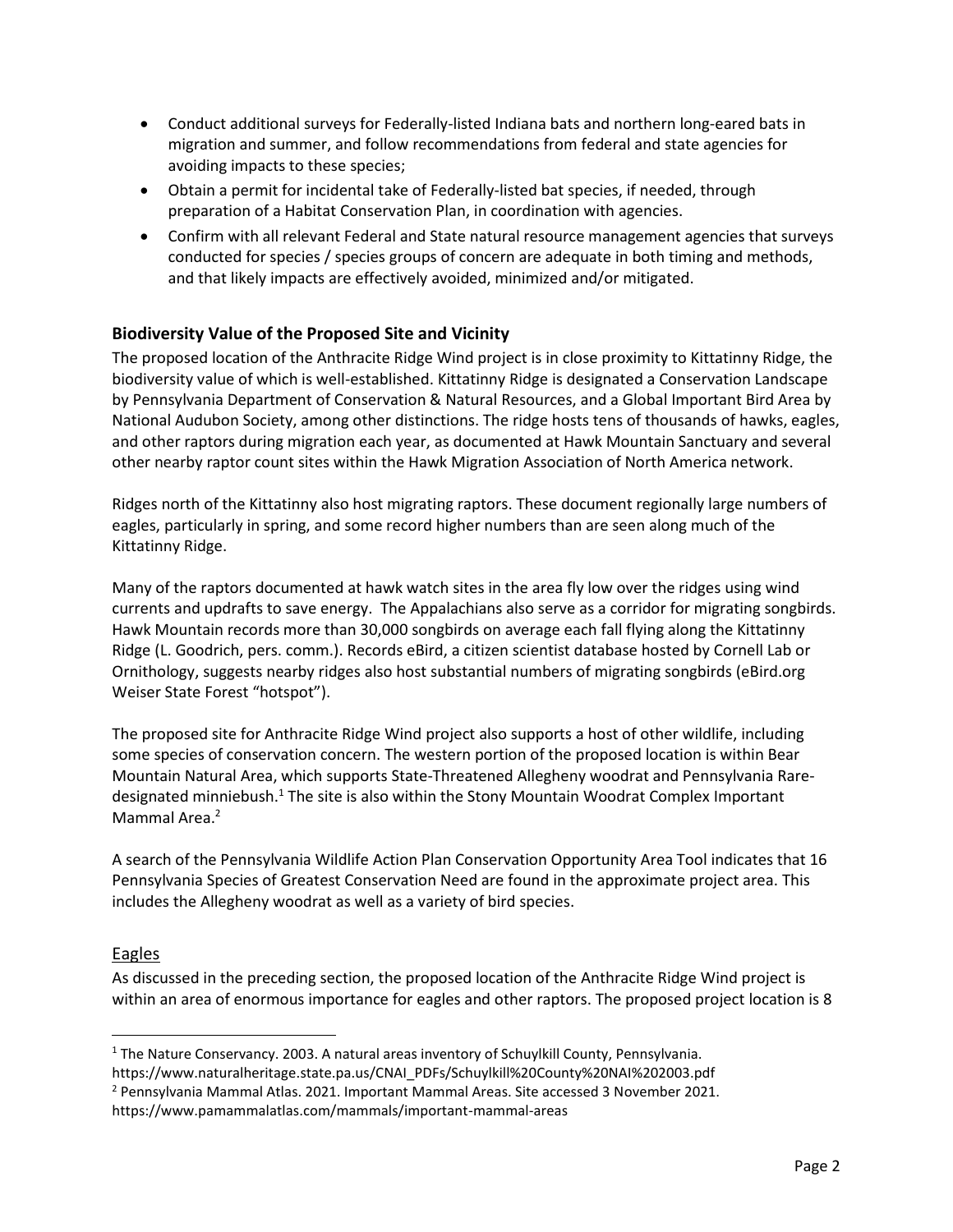- Conduct additional surveys for Federally-listed Indiana bats and northern long-eared bats in migration and summer, and follow recommendations from federal and state agencies for avoiding impacts to these species;
- Obtain a permit for incidental take of Federally-listed bat species, if needed, through preparation of a Habitat Conservation Plan, in coordination with agencies.
- Confirm with all relevant Federal and State natural resource management agencies that surveys conducted for species / species groups of concern are adequate in both timing and methods, and that likely impacts are effectively avoided, minimized and/or mitigated.

## Biodiversity Value of the Proposed Site and Vicinity

The proposed location of the Anthracite Ridge Wind project is in close proximity to Kittatinny Ridge, the biodiversity value of which is well-established. Kittatinny Ridge is designated a Conservation Landscape by Pennsylvania Department of Conservation & Natural Resources, and a Global Important Bird Area by National Audubon Society, among other distinctions. The ridge hosts tens of thousands of hawks, eagles, and other raptors during migration each year, as documented at Hawk Mountain Sanctuary and several other nearby raptor count sites within the Hawk Migration Association of North America network.

Ridges north of the Kittatinny also host migrating raptors. These document regionally large numbers of eagles, particularly in spring, and some record higher numbers than are seen along much of the Kittatinny Ridge.

Many of the raptors documented at hawk watch sites in the area fly low over the ridges using wind currents and updrafts to save energy. The Appalachians also serve as a corridor for migrating songbirds. Hawk Mountain records more than 30,000 songbirds on average each fall flying along the Kittatinny Ridge (L. Goodrich, pers. comm.). Records eBird, a citizen scientist database hosted by Cornell Lab or Ornithology, suggests nearby ridges also host substantial numbers of migrating songbirds (eBird.org Weiser State Forest "hotspot").

The proposed site for Anthracite Ridge Wind project also supports a host of other wildlife, including some species of conservation concern. The western portion of the proposed location is within Bear Mountain Natural Area, which supports State-Threatened Allegheny woodrat and Pennsylvania Rare-designated minniebush.[1] The site is also within the Stony Mountain Woodrat Complex Important Mammal Area.[2]

A search of the Pennsylvania Wildlife Action Plan Conservation Opportunity Area Tool indicates that 16 Pennsylvania Species of Greatest Conservation Need are found in the approximate project area. This includes the Allegheny woodrat as well as a variety of bird species.

### Eagles

As discussed in the preceding section, the proposed location of the Anthracite Ridge Wind project is within an area of enormous importance for eagles and other raptors. The proposed project location is 8

[1] The Nature Conservancy. 2003. A natural areas inventory of Schuylkill County, Pennsylvania. https://www.naturalheritage.state.pa.us/CNAI_PDFs/Schuylkill%20County%20NAI%202003.pdf

[2] Pennsylvania Mammal Atlas. 2021. Important Mammal Areas. Site accessed 3 November 2021. https://www.pamammalatlas.com/mammals/important-mammal-areas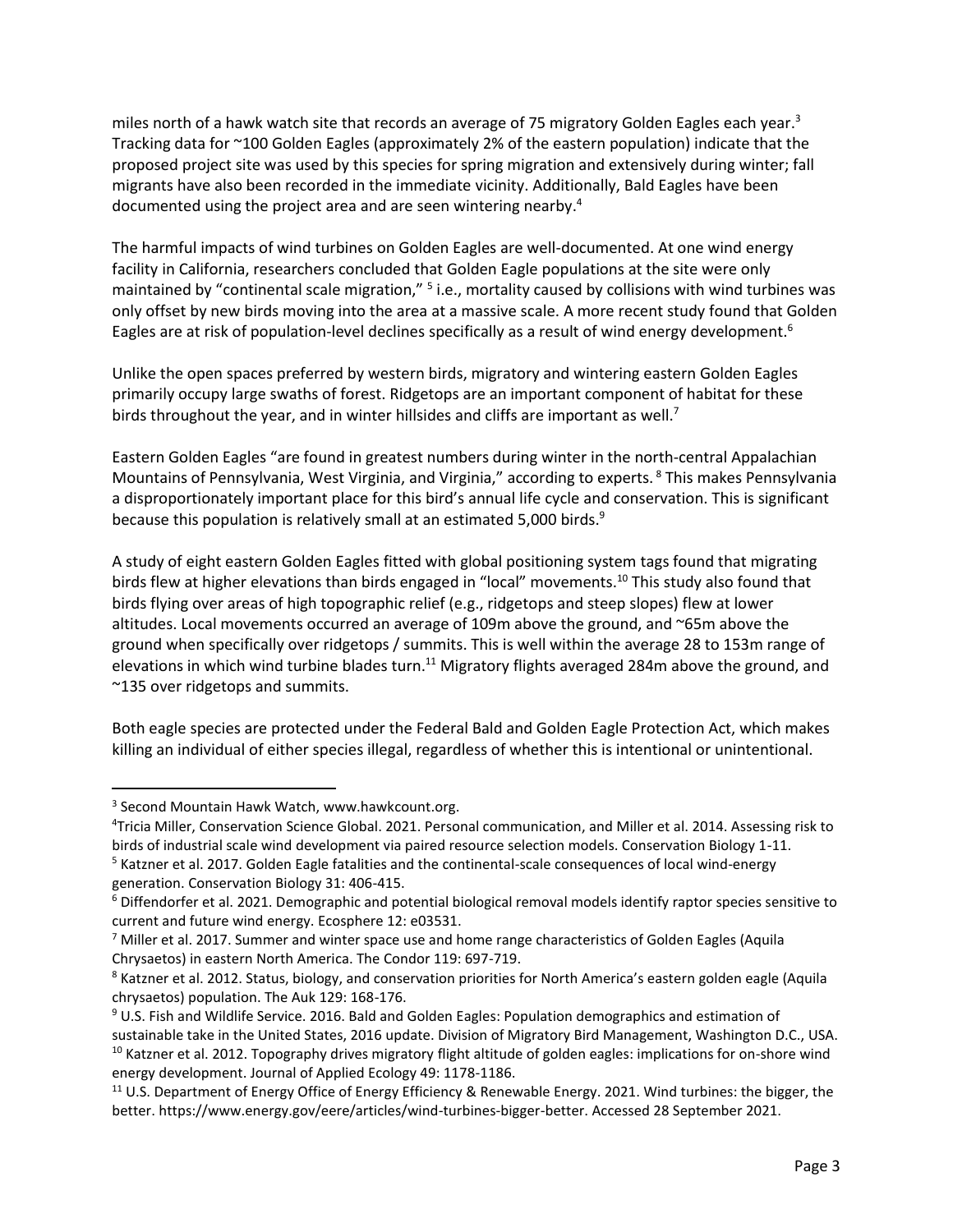miles north of a hawk watch site that records an average of 75 migratory Golden Eagles each year.[3] Tracking data for ~100 Golden Eagles (approximately 2% of the eastern population) indicate that the proposed project site was used by this species for spring migration and extensively during winter; fall migrants have also been recorded in the immediate vicinity. Additionally, Bald Eagles have been documented using the project area and are seen wintering nearby.[4]

The harmful impacts of wind turbines on Golden Eagles are well-documented. At one wind energy facility in California, researchers concluded that Golden Eagle populations at the site were only maintained by "continental scale migration," [5] i.e., mortality caused by collisions with wind turbines was only offset by new birds moving into the area at a massive scale. A more recent study found that Golden Eagles are at risk of population-level declines specifically as a result of wind energy development.[6]

Unlike the open spaces preferred by western birds, migratory and wintering eastern Golden Eagles primarily occupy large swaths of forest. Ridgetops are an important component of habitat for these birds throughout the year, and in winter hillsides and cliffs are important as well.[7]

Eastern Golden Eagles "are found in greatest numbers during winter in the north-central Appalachian Mountains of Pennsylvania, West Virginia, and Virginia," according to experts.[8] This makes Pennsylvania a disproportionately important place for this bird's annual life cycle and conservation. This is significant because this population is relatively small at an estimated 5,000 birds.[9]

A study of eight eastern Golden Eagles fitted with global positioning system tags found that migrating birds flew at higher elevations than birds engaged in "local" movements.[10] This study also found that birds flying over areas of high topographic relief (e.g., ridgetops and steep slopes) flew at lower altitudes. Local movements occurred an average of 109m above the ground, and ~65m above the ground when specifically over ridgetops / summits. This is well within the average 28 to 153m range of elevations in which wind turbine blades turn.[11] Migratory flights averaged 284m above the ground, and ~135 over ridgetops and summits.

Both eagle species are protected under the Federal Bald and Golden Eagle Protection Act, which makes killing an individual of either species illegal, regardless of whether this is intentional or unintentional.

---

[3] Second Mountain Hawk Watch, www.hawkcount.org.

[4] Tricia Miller, Conservation Science Global. 2021. Personal communication, and Miller et al. 2014. Assessing risk to birds of industrial scale wind development via paired resource selection models. Conservation Biology 1-11.

[5] Katzner et al. 2017. Golden Eagle fatalities and the continental-scale consequences of local wind-energy generation. Conservation Biology 31: 406-415.

[6] Diffendorfer et al. 2021. Demographic and potential biological removal models identify raptor species sensitive to current and future wind energy. Ecosphere 12: e03531.

[7] Miller et al. 2017. Summer and winter space use and home range characteristics of Golden Eagles (Aquila Chrysaetos) in eastern North America. The Condor 119: 697-719.

[8] Katzner et al. 2012. Status, biology, and conservation priorities for North America's eastern golden eagle (Aquila chrysaetos) population. The Auk 129: 168-176.

[9] U.S. Fish and Wildlife Service. 2016. Bald and Golden Eagles: Population demographics and estimation of sustainable take in the United States, 2016 update. Division of Migratory Bird Management, Washington D.C., USA.

[10] Katzner et al. 2012. Topography drives migratory flight altitude of golden eagles: implications for on-shore wind energy development. Journal of Applied Ecology 49: 1178-1186.

[11] U.S. Department of Energy Office of Energy Efficiency & Renewable Energy. 2021. Wind turbines: the bigger, the better. https://www.energy.gov/eere/articles/wind-turbines-bigger-better. Accessed 28 September 2021.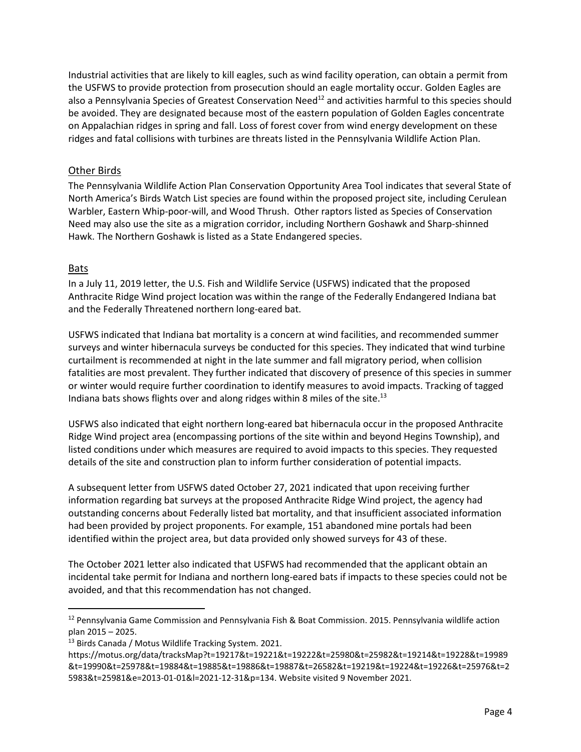Industrial activities that are likely to kill eagles, such as wind facility operation, can obtain a permit from the USFWS to provide protection from prosecution should an eagle mortality occur. Golden Eagles are also a Pennsylvania Species of Greatest Conservation Need[12] and activities harmful to this species should be avoided. They are designated because most of the eastern population of Golden Eagles concentrate on Appalachian ridges in spring and fall. Loss of forest cover from wind energy development on these ridges and fatal collisions with turbines are threats listed in the Pennsylvania Wildlife Action Plan.

## Other Birds

The Pennsylvania Wildlife Action Plan Conservation Opportunity Area Tool indicates that several State of North America's Birds Watch List species are found within the proposed project site, including Cerulean Warbler, Eastern Whip-poor-will, and Wood Thrush. Other raptors listed as Species of Conservation Need may also use the site as a migration corridor, including Northern Goshawk and Sharp-shinned Hawk. The Northern Goshawk is listed as a State Endangered species.

## Bats

In a July 11, 2019 letter, the U.S. Fish and Wildlife Service (USFWS) indicated that the proposed Anthracite Ridge Wind project location was within the range of the Federally Endangered Indiana bat and the Federally Threatened northern long-eared bat.

USFWS indicated that Indiana bat mortality is a concern at wind facilities, and recommended summer surveys and winter hibernacula surveys be conducted for this species. They indicated that wind turbine curtailment is recommended at night in the late summer and fall migratory period, when collision fatalities are most prevalent. They further indicated that discovery of presence of this species in summer or winter would require further coordination to identify measures to avoid impacts. Tracking of tagged Indiana bats shows flights over and along ridges within 8 miles of the site.[13]

USFWS also indicated that eight northern long-eared bat hibernacula occur in the proposed Anthracite Ridge Wind project area (encompassing portions of the site within and beyond Hegins Township), and listed conditions under which measures are required to avoid impacts to this species. They requested details of the site and construction plan to inform further consideration of potential impacts.

A subsequent letter from USFWS dated October 27, 2021 indicated that upon receiving further information regarding bat surveys at the proposed Anthracite Ridge Wind project, the agency had outstanding concerns about Federally listed bat mortality, and that insufficient associated information had been provided by project proponents. For example, 151 abandoned mine portals had been identified within the project area, but data provided only showed surveys for 43 of these.

The October 2021 letter also indicated that USFWS had recommended that the applicant obtain an incidental take permit for Indiana and northern long-eared bats if impacts to these species could not be avoided, and that this recommendation has not changed.

---

[12] Pennsylvania Game Commission and Pennsylvania Fish & Boat Commission. 2015. Pennsylvania wildlife action plan 2015 – 2025.

[13] Birds Canada / Motus Wildlife Tracking System. 2021. https://motus.org/data/tracksMap?t=19217&t=19221&t=19222&t=25980&t=25982&t=19214&t=19228&t=19989&t=19990&t=25978&t=19884&t=19885&t=19886&t=19887&t=26582&t=19219&t=19224&t=19226&t=25976&t=25983&t=25981&e=2013-01-01&l=2021-12-31&p=134. Website visited 9 November 2021.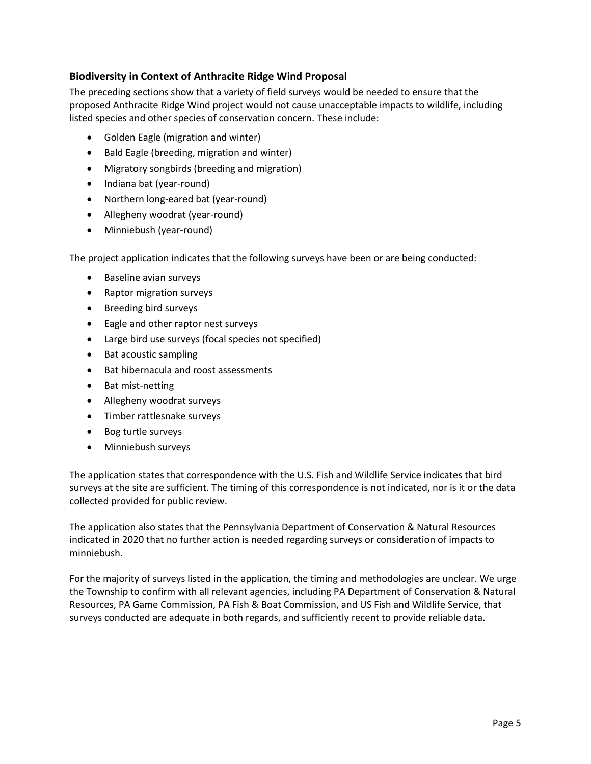### Biodiversity in Context of Anthracite Ridge Wind Proposal

The preceding sections show that a variety of field surveys would be needed to ensure that the proposed Anthracite Ridge Wind project would not cause unacceptable impacts to wildlife, including listed species and other species of conservation concern. These include:

- Golden Eagle (migration and winter)
- Bald Eagle (breeding, migration and winter)
- Migratory songbirds (breeding and migration)
- Indiana bat (year-round)
- Northern long-eared bat (year-round)
- Allegheny woodrat (year-round)
- Minniebush (year-round)

The project application indicates that the following surveys have been or are being conducted:

- Baseline avian surveys
- Raptor migration surveys
- Breeding bird surveys
- Eagle and other raptor nest surveys
- Large bird use surveys (focal species not specified)
- Bat acoustic sampling
- Bat hibernacula and roost assessments
- Bat mist-netting
- Allegheny woodrat surveys
- Timber rattlesnake surveys
- Bog turtle surveys
- Minniebush surveys

The application states that correspondence with the U.S. Fish and Wildlife Service indicates that bird surveys at the site are sufficient. The timing of this correspondence is not indicated, nor is it or the data collected provided for public review.

The application also states that the Pennsylvania Department of Conservation & Natural Resources indicated in 2020 that no further action is needed regarding surveys or consideration of impacts to minniebush.

For the majority of surveys listed in the application, the timing and methodologies are unclear. We urge the Township to confirm with all relevant agencies, including PA Department of Conservation & Natural Resources, PA Game Commission, PA Fish & Boat Commission, and US Fish and Wildlife Service, that surveys conducted are adequate in both regards, and sufficiently recent to provide reliable data.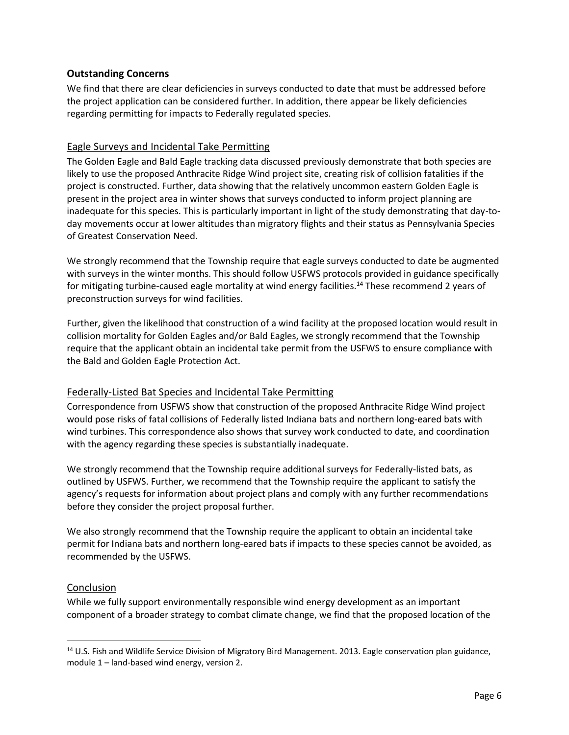## Outstanding Concerns

We find that there are clear deficiencies in surveys conducted to date that must be addressed before the project application can be considered further. In addition, there appear be likely deficiencies regarding permitting for impacts to Federally regulated species.

### Eagle Surveys and Incidental Take Permitting

The Golden Eagle and Bald Eagle tracking data discussed previously demonstrate that both species are likely to use the proposed Anthracite Ridge Wind project site, creating risk of collision fatalities if the project is constructed. Further, data showing that the relatively uncommon eastern Golden Eagle is present in the project area in winter shows that surveys conducted to inform project planning are inadequate for this species. This is particularly important in light of the study demonstrating that day-to-day movements occur at lower altitudes than migratory flights and their status as Pennsylvania Species of Greatest Conservation Need.

We strongly recommend that the Township require that eagle surveys conducted to date be augmented with surveys in the winter months. This should follow USFWS protocols provided in guidance specifically for mitigating turbine-caused eagle mortality at wind energy facilities.[14] These recommend 2 years of preconstruction surveys for wind facilities.

Further, given the likelihood that construction of a wind facility at the proposed location would result in collision mortality for Golden Eagles and/or Bald Eagles, we strongly recommend that the Township require that the applicant obtain an incidental take permit from the USFWS to ensure compliance with the Bald and Golden Eagle Protection Act.

### Federally-Listed Bat Species and Incidental Take Permitting

Correspondence from USFWS show that construction of the proposed Anthracite Ridge Wind project would pose risks of fatal collisions of Federally listed Indiana bats and northern long-eared bats with wind turbines. This correspondence also shows that survey work conducted to date, and coordination with the agency regarding these species is substantially inadequate.

We strongly recommend that the Township require additional surveys for Federally-listed bats, as outlined by USFWS. Further, we recommend that the Township require the applicant to satisfy the agency's requests for information about project plans and comply with any further recommendations before they consider the project proposal further.

We also strongly recommend that the Township require the applicant to obtain an incidental take permit for Indiana bats and northern long-eared bats if impacts to these species cannot be avoided, as recommended by the USFWS.

### Conclusion

While we fully support environmentally responsible wind energy development as an important component of a broader strategy to combat climate change, we find that the proposed location of the

---

[14] U.S. Fish and Wildlife Service Division of Migratory Bird Management. 2013. Eagle conservation plan guidance, module 1 – land-based wind energy, version 2.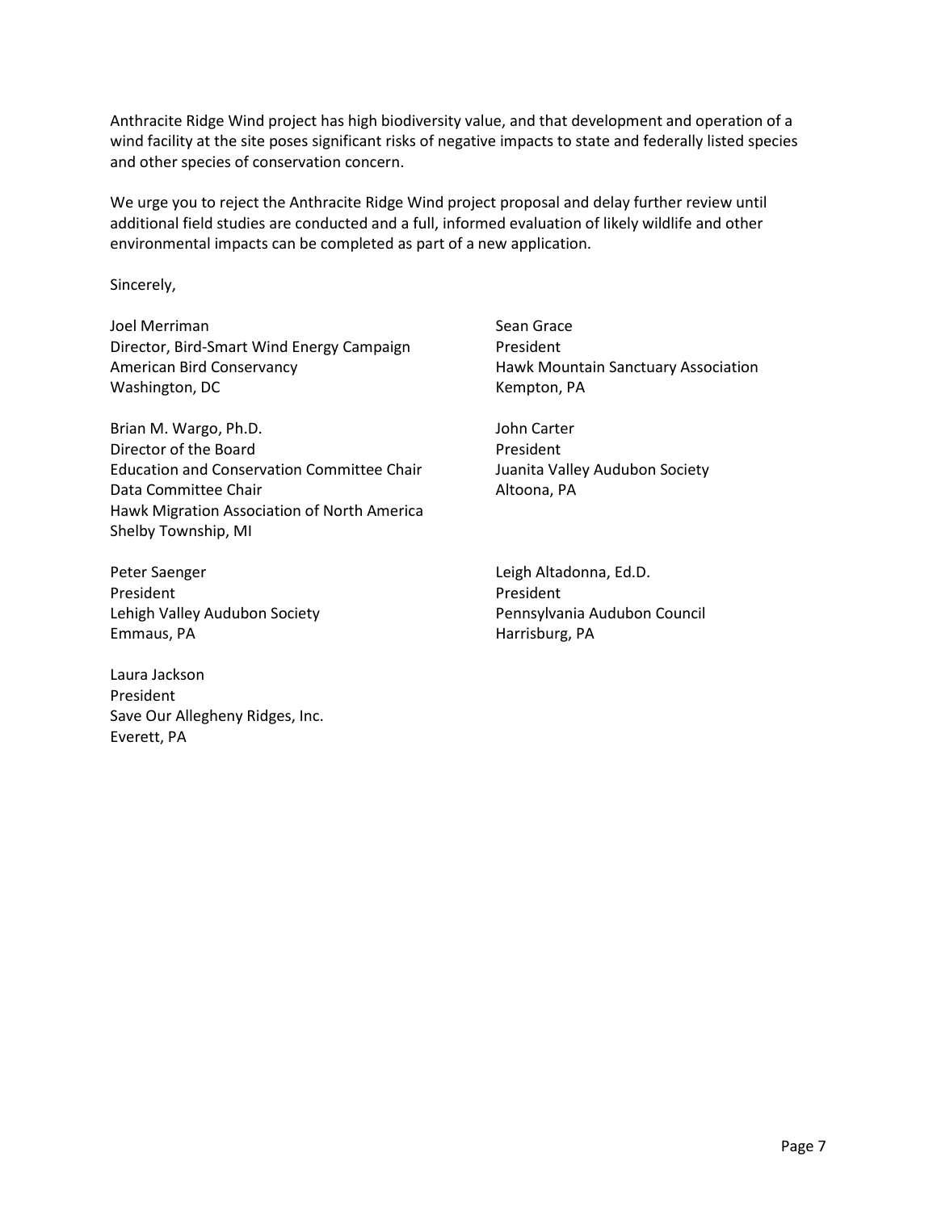Anthracite Ridge Wind project has high biodiversity value, and that development and operation of a wind facility at the site poses significant risks of negative impacts to state and federally listed species and other species of conservation concern.

We urge you to reject the Anthracite Ridge Wind project proposal and delay further review until additional field studies are conducted and a full, informed evaluation of likely wildlife and other environmental impacts can be completed as part of a new application.

Sincerely,

Joel Merriman
Director, Bird-Smart Wind Energy Campaign
American Bird Conservancy
Washington, DC

Brian M. Wargo, Ph.D.
Director of the Board
Education and Conservation Committee Chair
Data Committee Chair
Hawk Migration Association of North America
Shelby Township, MI

Peter Saenger
President
Lehigh Valley Audubon Society
Emmaus, PA

Laura Jackson
President
Save Our Allegheny Ridges, Inc.
Everett, PA

Sean Grace
President
Hawk Mountain Sanctuary Association
Kempton, PA

John Carter
President
Juanita Valley Audubon Society
Altoona, PA

Leigh Altadonna, Ed.D.
President
Pennsylvania Audubon Council
Harrisburg, PA